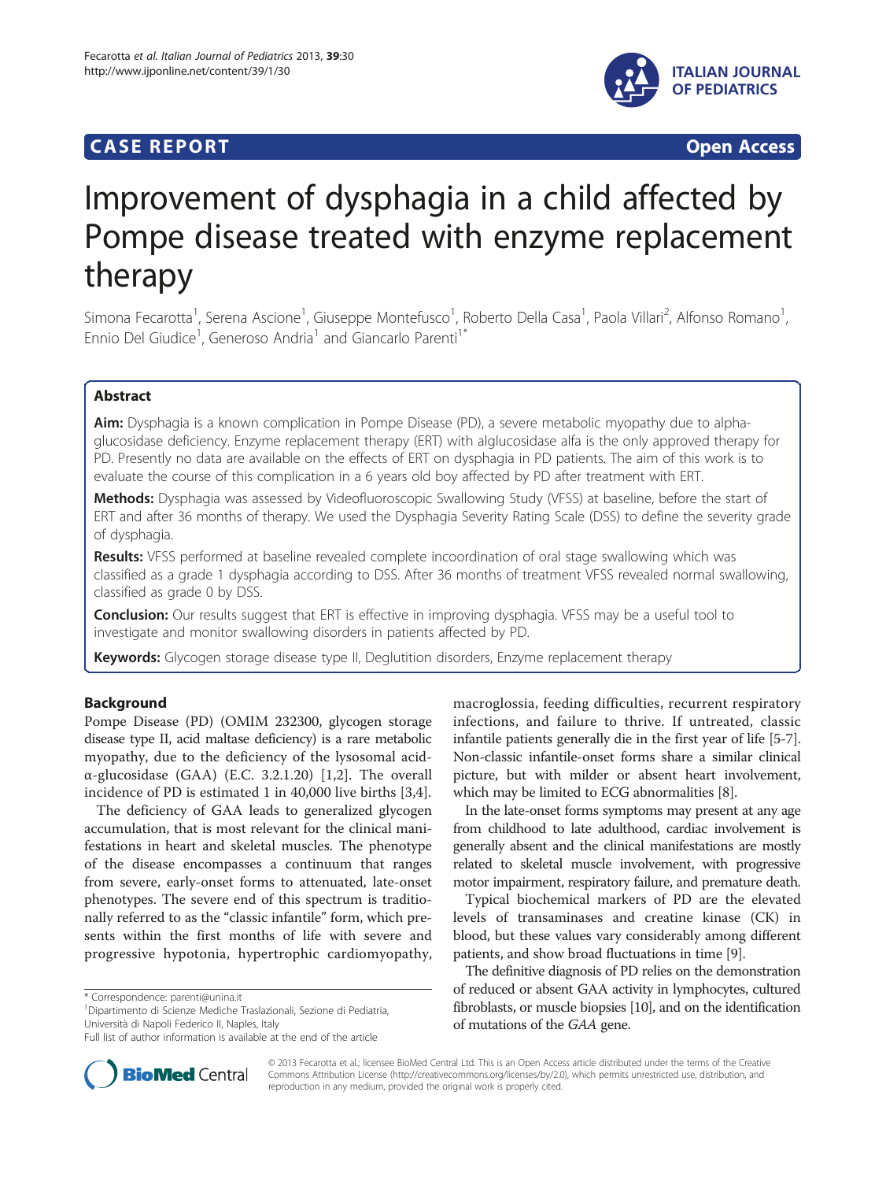**CASE REPORT** **Open Access**

# Improvement of dysphagia in a child affected by Pompe disease treated with enzyme replacement therapy

Simona Fecarotta[1], Serena Ascione[1], Giuseppe Montefusco[1], Roberto Della Casa[1], Paola Villari[2], Alfonso Romano[1], Ennio Del Giudice[1], Generoso Andria[1] and Giancarlo Parenti[1*]

## Abstract

**Aim:** Dysphagia is a known complication in Pompe Disease (PD), a severe metabolic myopathy due to alpha-glucosidase deficiency. Enzyme replacement therapy (ERT) with alglucosidase alfa is the only approved therapy for PD. Presently no data are available on the effects of ERT on dysphagia in PD patients. The aim of this work is to evaluate the course of this complication in a 6 years old boy affected by PD after treatment with ERT.

**Methods:** Dysphagia was assessed by Videofluoroscopic Swallowing Study (VFSS) at baseline, before the start of ERT and after 36 months of therapy. We used the Dysphagia Severity Rating Scale (DSS) to define the severity grade of dysphagia.

**Results:** VFSS performed at baseline revealed complete incoordination of oral stage swallowing which was classified as a grade 1 dysphagia according to DSS. After 36 months of treatment VFSS revealed normal swallowing, classified as grade 0 by DSS.

**Conclusion:** Our results suggest that ERT is effective in improving dysphagia. VFSS may be a useful tool to investigate and monitor swallowing disorders in patients affected by PD.

**Keywords:** Glycogen storage disease type II, Deglutition disorders, Enzyme replacement therapy

## Background

Pompe Disease (PD) (OMIM 232300, glycogen storage disease type II, acid maltase deficiency) is a rare metabolic myopathy, due to the deficiency of the lysosomal acid-α-glucosidase (GAA) (E.C. 3.2.1.20) [1,2]. The overall incidence of PD is estimated 1 in 40,000 live births [3,4].

The deficiency of GAA leads to generalized glycogen accumulation, that is most relevant for the clinical manifestations in heart and skeletal muscles. The phenotype of the disease encompasses a continuum that ranges from severe, early-onset forms to attenuated, late-onset phenotypes. The severe end of this spectrum is traditionally referred to as the "classic infantile" form, which presents within the first months of life with severe and progressive hypotonia, hypertrophic cardiomyopathy, macroglossia, feeding difficulties, recurrent respiratory infections, and failure to thrive. If untreated, classic infantile patients generally die in the first year of life [5-7]. Non-classic infantile-onset forms share a similar clinical picture, but with milder or absent heart involvement, which may be limited to ECG abnormalities [8].

In the late-onset forms symptoms may present at any age from childhood to late adulthood, cardiac involvement is generally absent and the clinical manifestations are mostly related to skeletal muscle involvement, with progressive motor impairment, respiratory failure, and premature death.

Typical biochemical markers of PD are the elevated levels of transaminases and creatine kinase (CK) in blood, but these values vary considerably among different patients, and show broad fluctuations in time [9].

The definitive diagnosis of PD relies on the demonstration of reduced or absent GAA activity in lymphocytes, cultured fibroblasts, or muscle biopsies [10], and on the identification of mutations of the *GAA* gene.

\* Correspondence: parenti@unina.it
[1]Dipartimento di Scienze Mediche Traslazionali, Sezione di Pediatria, Università di Napoli Federico II, Naples, Italy
Full list of author information is available at the end of the article

© 2013 Fecarotta et al.; licensee BioMed Central Ltd. This is an Open Access article distributed under the terms of the Creative Commons Attribution License (http://creativecommons.org/licenses/by/2.0), which permits unrestricted use, distribution, and reproduction in any medium, provided the original work is properly cited.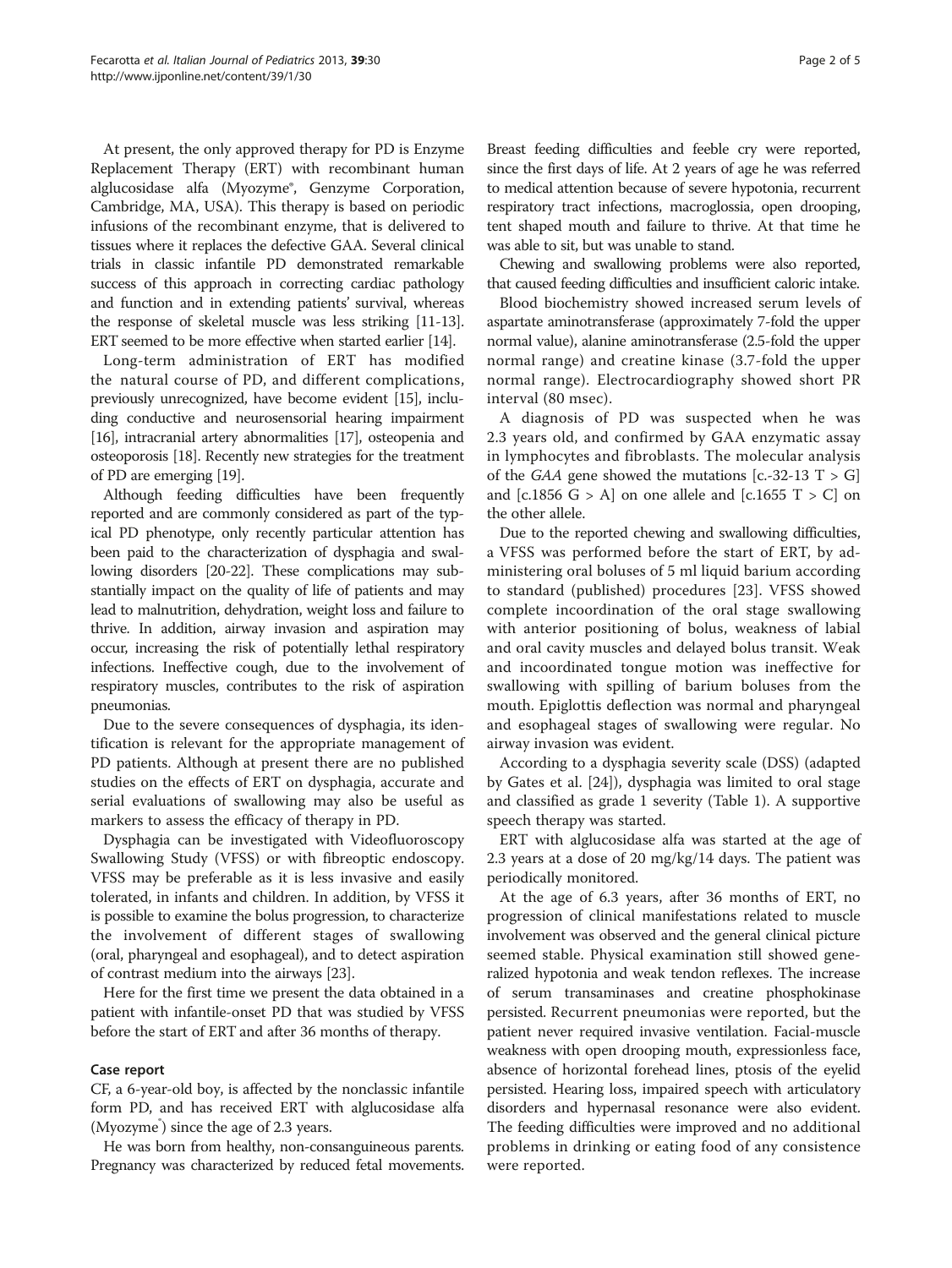At present, the only approved therapy for PD is Enzyme Replacement Therapy (ERT) with recombinant human alglucosidase alfa (Myozyme®, Genzyme Corporation, Cambridge, MA, USA). This therapy is based on periodic infusions of the recombinant enzyme, that is delivered to tissues where it replaces the defective GAA. Several clinical trials in classic infantile PD demonstrated remarkable success of this approach in correcting cardiac pathology and function and in extending patients' survival, whereas the response of skeletal muscle was less striking [11-13]. ERT seemed to be more effective when started earlier [14].

Long-term administration of ERT has modified the natural course of PD, and different complications, previously unrecognized, have become evident [15], including conductive and neurosensorial hearing impairment [16], intracranial artery abnormalities [17], osteopenia and osteoporosis [18]. Recently new strategies for the treatment of PD are emerging [19].

Although feeding difficulties have been frequently reported and are commonly considered as part of the typical PD phenotype, only recently particular attention has been paid to the characterization of dysphagia and swallowing disorders [20-22]. These complications may substantially impact on the quality of life of patients and may lead to malnutrition, dehydration, weight loss and failure to thrive. In addition, airway invasion and aspiration may occur, increasing the risk of potentially lethal respiratory infections. Ineffective cough, due to the involvement of respiratory muscles, contributes to the risk of aspiration pneumonias.

Due to the severe consequences of dysphagia, its identification is relevant for the appropriate management of PD patients. Although at present there are no published studies on the effects of ERT on dysphagia, accurate and serial evaluations of swallowing may also be useful as markers to assess the efficacy of therapy in PD.

Dysphagia can be investigated with Videofluoroscopy Swallowing Study (VFSS) or with fibreoptic endoscopy. VFSS may be preferable as it is less invasive and easily tolerated, in infants and children. In addition, by VFSS it is possible to examine the bolus progression, to characterize the involvement of different stages of swallowing (oral, pharyngeal and esophageal), and to detect aspiration of contrast medium into the airways [23].

Here for the first time we present the data obtained in a patient with infantile-onset PD that was studied by VFSS before the start of ERT and after 36 months of therapy.

## Case report

CF, a 6-year-old boy, is affected by the nonclassic infantile form PD, and has received ERT with alglucosidase alfa (Myozyme®) since the age of 2.3 years.

He was born from healthy, non-consanguineous parents. Pregnancy was characterized by reduced fetal movements. Breast feeding difficulties and feeble cry were reported, since the first days of life. At 2 years of age he was referred to medical attention because of severe hypotonia, recurrent respiratory tract infections, macroglossia, open drooping, tent shaped mouth and failure to thrive. At that time he was able to sit, but was unable to stand.

Chewing and swallowing problems were also reported, that caused feeding difficulties and insufficient caloric intake.

Blood biochemistry showed increased serum levels of aspartate aminotransferase (approximately 7-fold the upper normal value), alanine aminotransferase (2.5-fold the upper normal range) and creatine kinase (3.7-fold the upper normal range). Electrocardiography showed short PR interval (80 msec).

A diagnosis of PD was suspected when he was 2.3 years old, and confirmed by GAA enzymatic assay in lymphocytes and fibroblasts. The molecular analysis of the *GAA* gene showed the mutations [c.-32-13 T > G] and [c.1856 G > A] on one allele and [c.1655 T > C] on the other allele.

Due to the reported chewing and swallowing difficulties, a VFSS was performed before the start of ERT, by administering oral boluses of 5 ml liquid barium according to standard (published) procedures [23]. VFSS showed complete incoordination of the oral stage swallowing with anterior positioning of bolus, weakness of labial and oral cavity muscles and delayed bolus transit. Weak and incoordinated tongue motion was ineffective for swallowing with spilling of barium boluses from the mouth. Epiglottis deflection was normal and pharyngeal and esophageal stages of swallowing were regular. No airway invasion was evident.

According to a dysphagia severity scale (DSS) (adapted by Gates et al. [24]), dysphagia was limited to oral stage and classified as grade 1 severity (Table 1). A supportive speech therapy was started.

ERT with alglucosidase alfa was started at the age of 2.3 years at a dose of 20 mg/kg/14 days. The patient was periodically monitored.

At the age of 6.3 years, after 36 months of ERT, no progression of clinical manifestations related to muscle involvement was observed and the general clinical picture seemed stable. Physical examination still showed generalized hypotonia and weak tendon reflexes. The increase of serum transaminases and creatine phosphokinase persisted. Recurrent pneumonias were reported, but the patient never required invasive ventilation. Facial-muscle weakness with open drooping mouth, expressionless face, absence of horizontal forehead lines, ptosis of the eyelid persisted. Hearing loss, impaired speech with articulatory disorders and hypernasal resonance were also evident. The feeding difficulties were improved and no additional problems in drinking or eating food of any consistence were reported.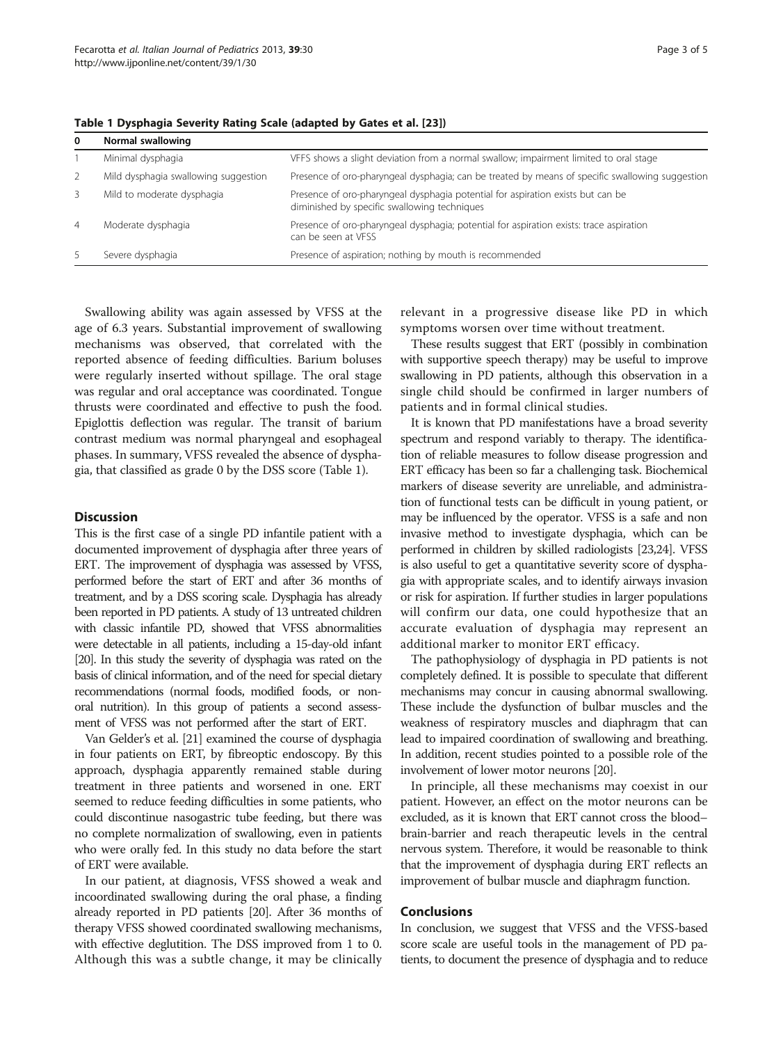**Table 1 Dysphagia Severity Rating Scale (adapted by Gates et al. [23])**

| 0 | Normal swallowing | |
|---|---|---|
| 1 | Minimal dysphagia | VFFS shows a slight deviation from a normal swallow; impairment limited to oral stage |
| 2 | Mild dysphagia swallowing suggestion | Presence of oro-pharyngeal dysphagia; can be treated by means of specific swallowing suggestion |
| 3 | Mild to moderate dysphagia | Presence of oro-pharyngeal dysphagia potential for aspiration exists but can be diminished by specific swallowing techniques |
| 4 | Moderate dysphagia | Presence of oro-pharyngeal dysphagia; potential for aspiration exists: trace aspiration can be seen at VFSS |
| 5 | Severe dysphagia | Presence of aspiration; nothing by mouth is recommended |

Swallowing ability was again assessed by VFSS at the age of 6.3 years. Substantial improvement of swallowing mechanisms was observed, that correlated with the reported absence of feeding difficulties. Barium boluses were regularly inserted without spillage. The oral stage was regular and oral acceptance was coordinated. Tongue thrusts were coordinated and effective to push the food. Epiglottis deflection was regular. The transit of barium contrast medium was normal pharyngeal and esophageal phases. In summary, VFSS revealed the absence of dysphagia, that classified as grade 0 by the DSS score (Table 1).

## Discussion

This is the first case of a single PD infantile patient with a documented improvement of dysphagia after three years of ERT. The improvement of dysphagia was assessed by VFSS, performed before the start of ERT and after 36 months of treatment, and by a DSS scoring scale. Dysphagia has already been reported in PD patients. A study of 13 untreated children with classic infantile PD, showed that VFSS abnormalities were detectable in all patients, including a 15-day-old infant [20]. In this study the severity of dysphagia was rated on the basis of clinical information, and of the need for special dietary recommendations (normal foods, modified foods, or non-oral nutrition). In this group of patients a second assessment of VFSS was not performed after the start of ERT.

Van Gelder's et al. [21] examined the course of dysphagia in four patients on ERT, by fibreoptic endoscopy. By this approach, dysphagia apparently remained stable during treatment in three patients and worsened in one. ERT seemed to reduce feeding difficulties in some patients, who could discontinue nasogastric tube feeding, but there was no complete normalization of swallowing, even in patients who were orally fed. In this study no data before the start of ERT were available.

In our patient, at diagnosis, VFSS showed a weak and incoordinated swallowing during the oral phase, a finding already reported in PD patients [20]. After 36 months of therapy VFSS showed coordinated swallowing mechanisms, with effective deglutition. The DSS improved from 1 to 0. Although this was a subtle change, it may be clinically relevant in a progressive disease like PD in which symptoms worsen over time without treatment.

These results suggest that ERT (possibly in combination with supportive speech therapy) may be useful to improve swallowing in PD patients, although this observation in a single child should be confirmed in larger numbers of patients and in formal clinical studies.

It is known that PD manifestations have a broad severity spectrum and respond variably to therapy. The identification of reliable measures to follow disease progression and ERT efficacy has been so far a challenging task. Biochemical markers of disease severity are unreliable, and administration of functional tests can be difficult in young patient, or may be influenced by the operator. VFSS is a safe and non invasive method to investigate dysphagia, which can be performed in children by skilled radiologists [23,24]. VFSS is also useful to get a quantitative severity score of dysphagia with appropriate scales, and to identify airways invasion or risk for aspiration. If further studies in larger populations will confirm our data, one could hypothesize that an accurate evaluation of dysphagia may represent an additional marker to monitor ERT efficacy.

The pathophysiology of dysphagia in PD patients is not completely defined. It is possible to speculate that different mechanisms may concur in causing abnormal swallowing. These include the dysfunction of bulbar muscles and the weakness of respiratory muscles and diaphragm that can lead to impaired coordination of swallowing and breathing. In addition, recent studies pointed to a possible role of the involvement of lower motor neurons [20].

In principle, all these mechanisms may coexist in our patient. However, an effect on the motor neurons can be excluded, as it is known that ERT cannot cross the blood–brain-barrier and reach therapeutic levels in the central nervous system. Therefore, it would be reasonable to think that the improvement of dysphagia during ERT reflects an improvement of bulbar muscle and diaphragm function.

## Conclusions

In conclusion, we suggest that VFSS and the VFSS-based score scale are useful tools in the management of PD patients, to document the presence of dysphagia and to reduce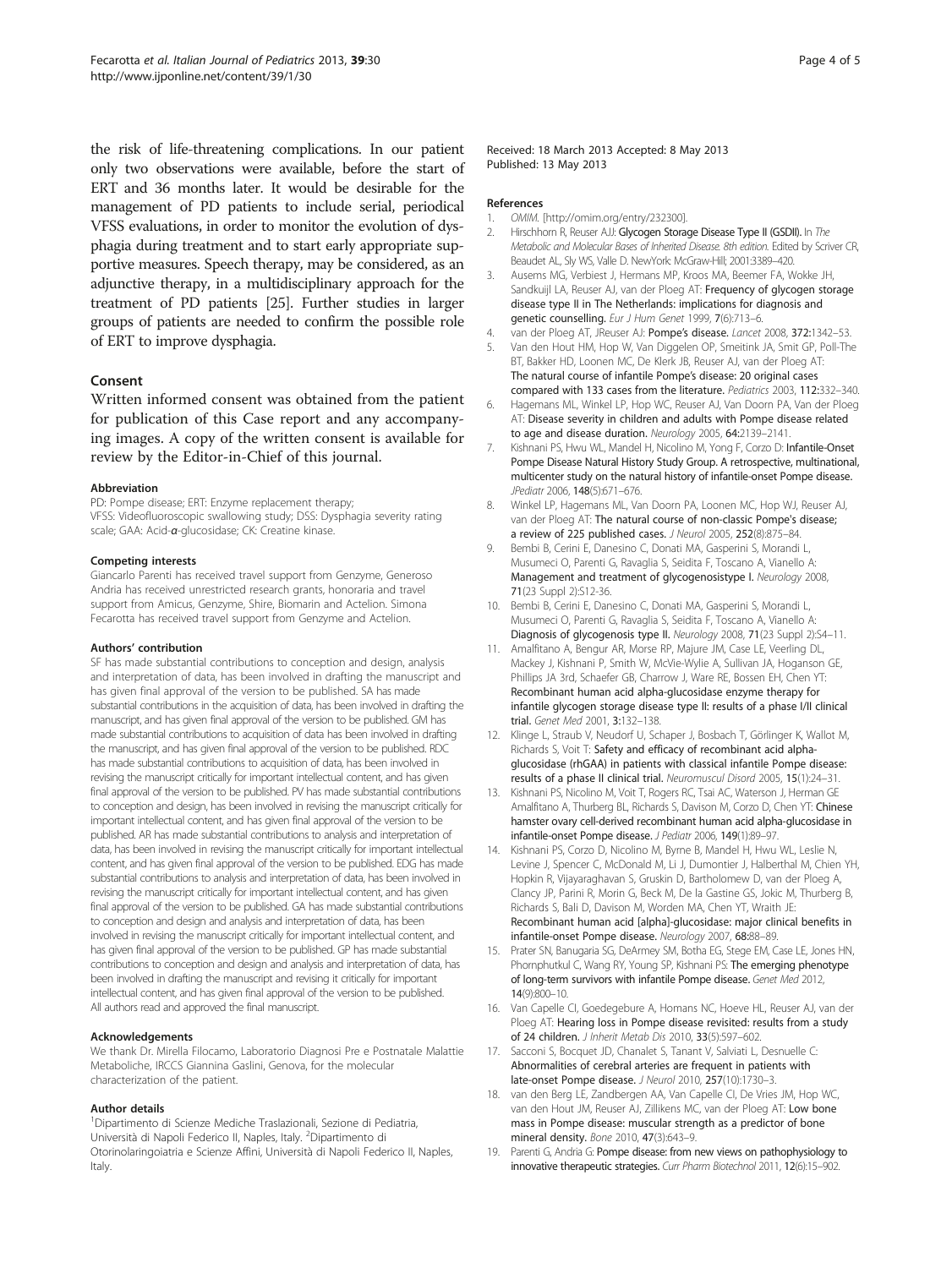the risk of life-threatening complications. In our patient only two observations were available, before the start of ERT and 36 months later. It would be desirable for the management of PD patients to include serial, periodical VFSS evaluations, in order to monitor the evolution of dysphagia during treatment and to start early appropriate supportive measures. Speech therapy, may be considered, as an adjunctive therapy, in a multidisciplinary approach for the treatment of PD patients [25]. Further studies in larger groups of patients are needed to confirm the possible role of ERT to improve dysphagia.

## Consent

Written informed consent was obtained from the patient for publication of this Case report and any accompanying images. A copy of the written consent is available for review by the Editor-in-Chief of this journal.

#### Abbreviation

PD: Pompe disease; ERT: Enzyme replacement therapy; VFSS: Videofluoroscopic swallowing study; DSS: Dysphagia severity rating scale; GAA: Acid-*α*-glucosidase; CK: Creatine kinase.

#### Competing interests

Giancarlo Parenti has received travel support from Genzyme, Generoso Andria has received unrestricted research grants, honoraria and travel support from Amicus, Genzyme, Shire, Biomarin and Actelion. Simona Fecarotta has received travel support from Genzyme and Actelion.

#### Authors' contribution

SF has made substantial contributions to conception and design, analysis and interpretation of data, has been involved in drafting the manuscript and has given final approval of the version to be published. SA has made substantial contributions in the acquisition of data, has been involved in drafting the manuscript, and has given final approval of the version to be published. GM has made substantial contributions to acquisition of data has been involved in drafting the manuscript, and has given final approval of the version to be published. RDC has made substantial contributions to acquisition of data, has been involved in revising the manuscript critically for important intellectual content, and has given final approval of the version to be published. PV has made substantial contributions to conception and design, has been involved in revising the manuscript critically for important intellectual content, and has given final approval of the version to be published. AR has made substantial contributions to analysis and interpretation of data, has been involved in revising the manuscript critically for important intellectual content, and has given final approval of the version to be published. EDG has made substantial contributions to analysis and interpretation of data, has been involved in revising the manuscript critically for important intellectual content, and has given final approval of the version to be published. GA has made substantial contributions to conception and design and analysis and interpretation of data, has been involved in revising the manuscript critically for important intellectual content, and has given final approval of the version to be published. GP has made substantial contributions to conception and design and analysis and interpretation of data, has been involved in drafting the manuscript and revising it critically for important intellectual content, and has given final approval of the version to be published. All authors read and approved the final manuscript.

#### Acknowledgements

We thank Dr. Mirella Filocamo, Laboratorio Diagnosi Pre e Postnatale Malattie Metaboliche, IRCCS Giannina Gaslini, Genova, for the molecular characterization of the patient.

#### Author details

[1]Dipartimento di Scienze Mediche Traslazionali, Sezione di Pediatria, Università di Napoli Federico II, Naples, Italy. [2]Dipartimento di Otorinolaringoiatria e Scienze Affini, Università di Napoli Federico II, Naples, Italy.

Received: 18 March 2013 Accepted: 8 May 2013
Published: 13 May 2013

#### References

1. OMIM. [http://omim.org/entry/232300].
2. Hirschhorn R, Reuser AJJ: **Glycogen Storage Disease Type II (GSDII).** In *The Metabolic and Molecular Bases of Inherited Disease. 8th edition.* Edited by Scriver CR, Beaudet AL, Sly WS, Valle D. NewYork: McGraw-Hill; 2001:3389–420.
3. Ausems MG, Verbiest J, Hermans MP, Kroos MA, Beemer FA, Wokke JH, Sandkuijl LA, Reuser AJ, van der Ploeg AT: **Frequency of glycogen storage disease type II in The Netherlands: implications for diagnosis and genetic counselling.** *Eur J Hum Genet* 1999, **7**(6):713–6.
4. van der Ploeg AT, JReuser AJ: **Pompe's disease.** *Lancet* 2008, **372:**1342–53.
5. Van den Hout HM, Hop W, Van Diggelen OP, Smeitink JA, Smit GP, Poll-The BT, Bakker HD, Loonen MC, De Klerk JB, Reuser AJ, van der Ploeg AT: **The natural course of infantile Pompe's disease: 20 original cases compared with 133 cases from the literature.** *Pediatrics* 2003, **112:**332–340.
6. Hagemans ML, Winkel LP, Hop WC, Reuser AJ, Van Doorn PA, Van der Ploeg AT: **Disease severity in children and adults with Pompe disease related to age and disease duration.** *Neurology* 2005, **64:**2139–2141.
7. Kishnani PS, Hwu WL, Mandel H, Nicolino M, Yong F, Corzo D: **Infantile-Onset Pompe Disease Natural History Study Group. A retrospective, multinational, multicenter study on the natural history of infantile-onset Pompe disease.** *JPediatr* 2006, **148**(5):671–676.
8. Winkel LP, Hagemans ML, Van Doorn PA, Loonen MC, Hop WJ, Reuser AJ, van der Ploeg AT: **The natural course of non-classic Pompe's disease; a review of 225 published cases.** *J Neurol* 2005, **252**(8):875–84.
9. Bembi B, Cerini E, Danesino C, Donati MA, Gasperini S, Morandi L, Musumeci O, Parenti G, Ravaglia S, Seidita F, Toscano A, Vianello A: **Management and treatment of glycogenosistype I.** *Neurology* 2008, **71**(23 Suppl 2):S12-36.
10. Bembi B, Cerini E, Danesino C, Donati MA, Gasperini S, Morandi L, Musumeci O, Parenti G, Ravaglia S, Seidita F, Toscano A, Vianello A: **Diagnosis of glycogenosis type II.** *Neurology* 2008, **71**(23 Suppl 2):S4–11.
11. Amalfitano A, Bengur AR, Morse RP, Majure JM, Case LE, Veerling DL, Mackey J, Kishnani P, Smith W, McVie-Wylie A, Sullivan JA, Hoganson GE, Phillips JA 3rd, Schaefer GB, Charrow J, Ware RE, Bossen EH, Chen YT: **Recombinant human acid alpha-glucosidase enzyme therapy for infantile glycogen storage disease type II: results of a phase I/II clinical trial.** *Genet Med* 2001, **3:**132–138.
12. Klinge L, Straub V, Neudorf U, Schaper J, Bosbach T, Görlinger K, Wallot M, Richards S, Voit T: **Safety and efficacy of recombinant acid alpha-glucosidase (rhGAA) in patients with classical infantile Pompe disease: results of a phase II clinical trial.** *Neuromuscul Disord* 2005, **15**(1):24–31.
13. Kishnani PS, Nicolino M, Voit T, Rogers RC, Tsai AC, Waterson J, Herman GE Amalfitano A, Thurberg BL, Richards S, Davison M, Corzo D, Chen YT: **Chinese hamster ovary cell-derived recombinant human acid alpha-glucosidase in infantile-onset Pompe disease.** *J Pediatr* 2006, **149**(1):89–97.
14. Kishnani PS, Corzo D, Nicolino M, Byrne B, Mandel H, Hwu WL, Leslie N, Levine J, Spencer C, McDonald M, Li J, Dumontier J, Halberthal M, Chien YH, Hopkin R, Vijayaraghavan S, Gruskin D, Bartholomew D, van der Ploeg A, Clancy JP, Parini R, Morin G, Beck M, De la Gastine GS, Jokic M, Thurberg B, Richards S, Bali D, Davison M, Worden MA, Chen YT, Wraith JE: **Recombinant human acid [alpha]-glucosidase: major clinical benefits in infantile-onset Pompe disease.** *Neurology* 2007, **68:**88–89.
15. Prater SN, Banugaria SG, DeArmey SM, Botha EG, Stege EM, Case LE, Jones HN, Phornphutkul C, Wang RY, Young SP, Kishnani PS: **The emerging phenotype of long-term survivors with infantile Pompe disease.** *Genet Med* 2012, **14**(9):800–10.
16. Van Capelle CI, Goedegebure A, Homans NC, Hoeve HL, Reuser AJ, van der Ploeg AT: **Hearing loss in Pompe disease revisited: results from a study of 24 children.** *J Inherit Metab Dis* 2010, **33**(5):597–602.
17. Sacconi S, Bocquet JD, Chanalet S, Tanant V, Salviati L, Desnuelle C: **Abnormalities of cerebral arteries are frequent in patients with late-onset Pompe disease.** *J Neurol* 2010, **257**(10):1730–3.
18. van den Berg LE, Zandbergen AA, Van Capelle CI, De Vries JM, Hop WC, van den Hout JM, Reuser AJ, Zillikens MC, van der Ploeg AT: **Low bone mass in Pompe disease: muscular strength as a predictor of bone mineral density.** *Bone* 2010, **47**(3):643–9.
19. Parenti G, Andria G: **Pompe disease: from new views on pathophysiology to innovative therapeutic strategies.** *Curr Pharm Biotechnol* 2011, **12**(6):15–902.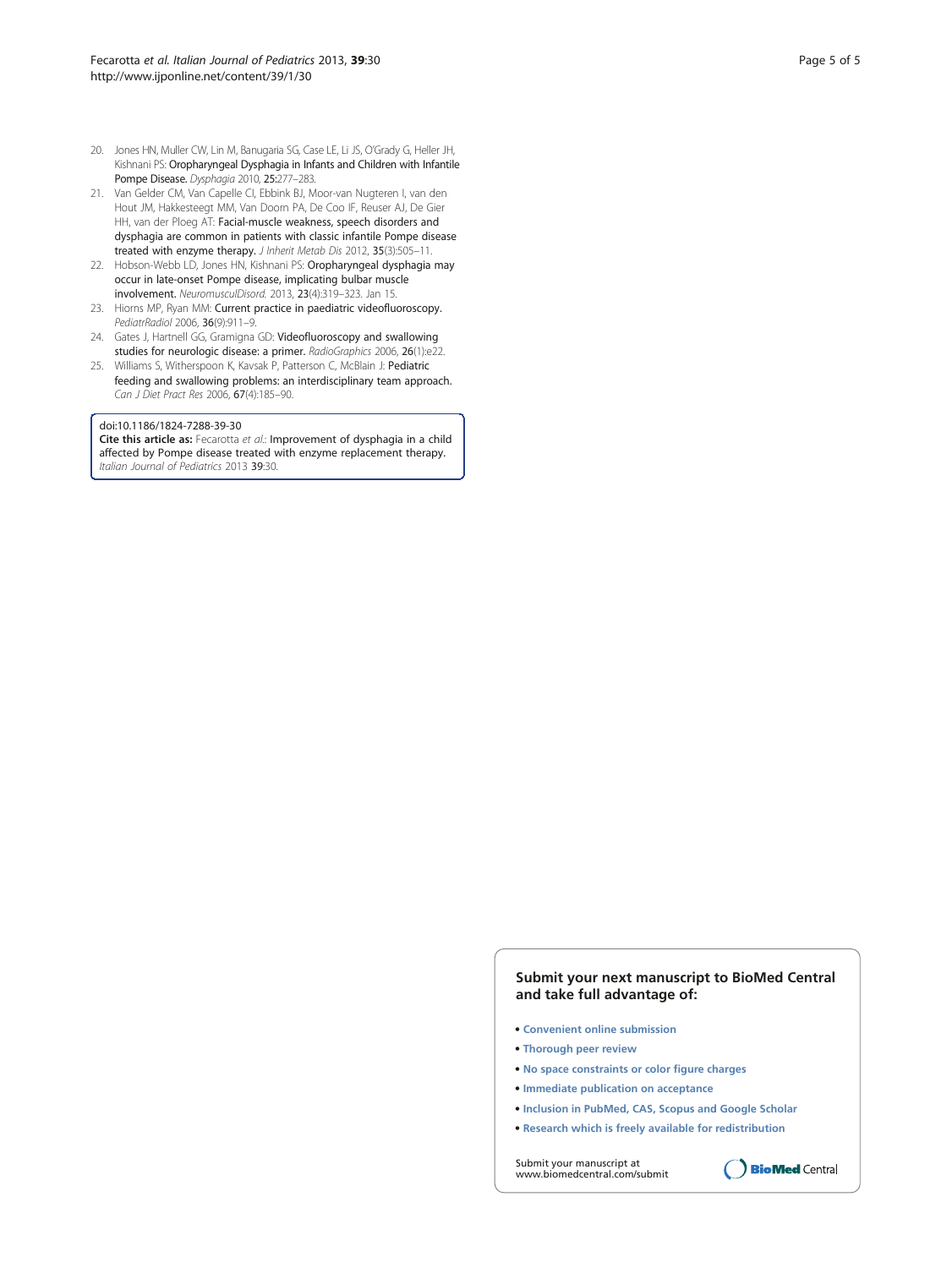20. Jones HN, Muller CW, Lin M, Banugaria SG, Case LE, Li JS, O'Grady G, Heller JH, Kishnani PS: **Oropharyngeal Dysphagia in Infants and Children with Infantile Pompe Disease.** *Dysphagia* 2010, **25:**277–283.
21. Van Gelder CM, Van Capelle CI, Ebbink BJ, Moor-van Nugteren I, van den Hout JM, Hakkesteegt MM, Van Doorn PA, De Coo IF, Reuser AJ, De Gier HH, van der Ploeg AT: **Facial-muscle weakness, speech disorders and dysphagia are common in patients with classic infantile Pompe disease treated with enzyme therapy.** *J Inherit Metab Dis* 2012, **35**(3):505–11.
22. Hobson-Webb LD, Jones HN, Kishnani PS: **Oropharyngeal dysphagia may occur in late-onset Pompe disease, implicating bulbar muscle involvement.** *NeuromusculDisord.* 2013, **23**(4):319–323. Jan 15.
23. Hiorns MP, Ryan MM: **Current practice in paediatric videofluoroscopy.** *PediatrRadiol* 2006, **36**(9):911–9.
24. Gates J, Hartnell GG, Gramigna GD: **Videofluoroscopy and swallowing studies for neurologic disease: a primer.** *RadioGraphics* 2006, **26**(1):e22.
25. Williams S, Witherspoon K, Kavsak P, Patterson C, McBlain J: **Pediatric feeding and swallowing problems: an interdisciplinary team approach.** *Can J Diet Pract Res* 2006, **67**(4):185–90.

doi:10.1186/1824-7288-39-30
**Cite this article as:** Fecarotta *et al.*: Improvement of dysphagia in a child affected by Pompe disease treated with enzyme replacement therapy. *Italian Journal of Pediatrics* 2013 **39**:30.

**Submit your next manuscript to BioMed Central and take full advantage of:**

- **Convenient online submission**
- **Thorough peer review**
- **No space constraints or color figure charges**
- **Immediate publication on acceptance**
- **Inclusion in PubMed, CAS, Scopus and Google Scholar**
- **Research which is freely available for redistribution**

Submit your manuscript at
www.biomedcentral.com/submit

BioMed Central